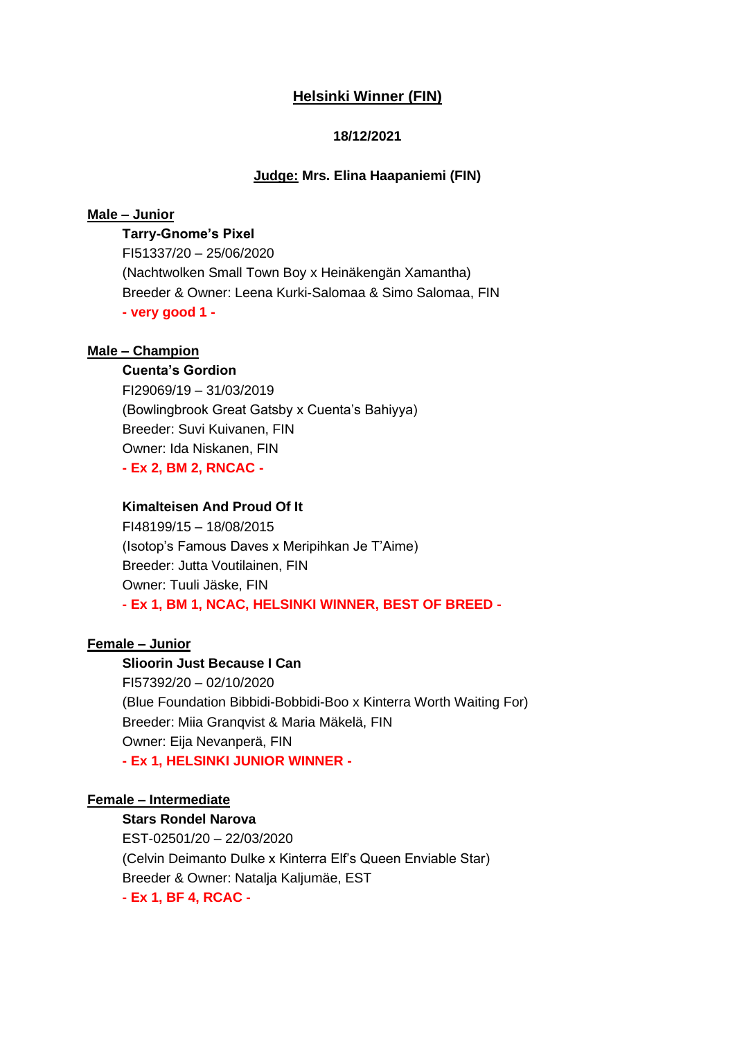# Helsinki Winner (FIN)

**18/12/2021**

**Judge: Mrs. Elina Haapaniemi (FIN)**

## Male – Junior

**Tarry-Gnome's Pixel**
FI51337/20 – 25/06/2020
(Nachtwolken Small Town Boy x Heinäkengän Xamantha)
Breeder & Owner: Leena Kurki-Salomaa & Simo Salomaa, FIN
**- very good 1 -**

## Male – Champion

**Cuenta's Gordion**
FI29069/19 – 31/03/2019
(Bowlingbrook Great Gatsby x Cuenta's Bahiyya)
Breeder: Suvi Kuivanen, FIN
Owner: Ida Niskanen, FIN
**- Ex 2, BM 2, RNCAC -**

**Kimalteisen And Proud Of It**
FI48199/15 – 18/08/2015
(Isotop's Famous Daves x Meripihkan Je T'Aime)
Breeder: Jutta Voutilainen, FIN
Owner: Tuuli Jäske, FIN
**- Ex 1, BM 1, NCAC, HELSINKI WINNER, BEST OF BREED -**

## Female – Junior

**Slioorin Just Because I Can**
FI57392/20 – 02/10/2020
(Blue Foundation Bibbidi-Bobbidi-Boo x Kinterra Worth Waiting For)
Breeder: Miia Granqvist & Maria Mäkelä, FIN
Owner: Eija Nevanperä, FIN
**- Ex 1, HELSINKI JUNIOR WINNER -**

## Female – Intermediate

**Stars Rondel Narova**
EST-02501/20 – 22/03/2020
(Celvin Deimanto Dulke x Kinterra Elf's Queen Enviable Star)
Breeder & Owner: Natalja Kaljumäe, EST
**- Ex 1, BF 4, RCAC -**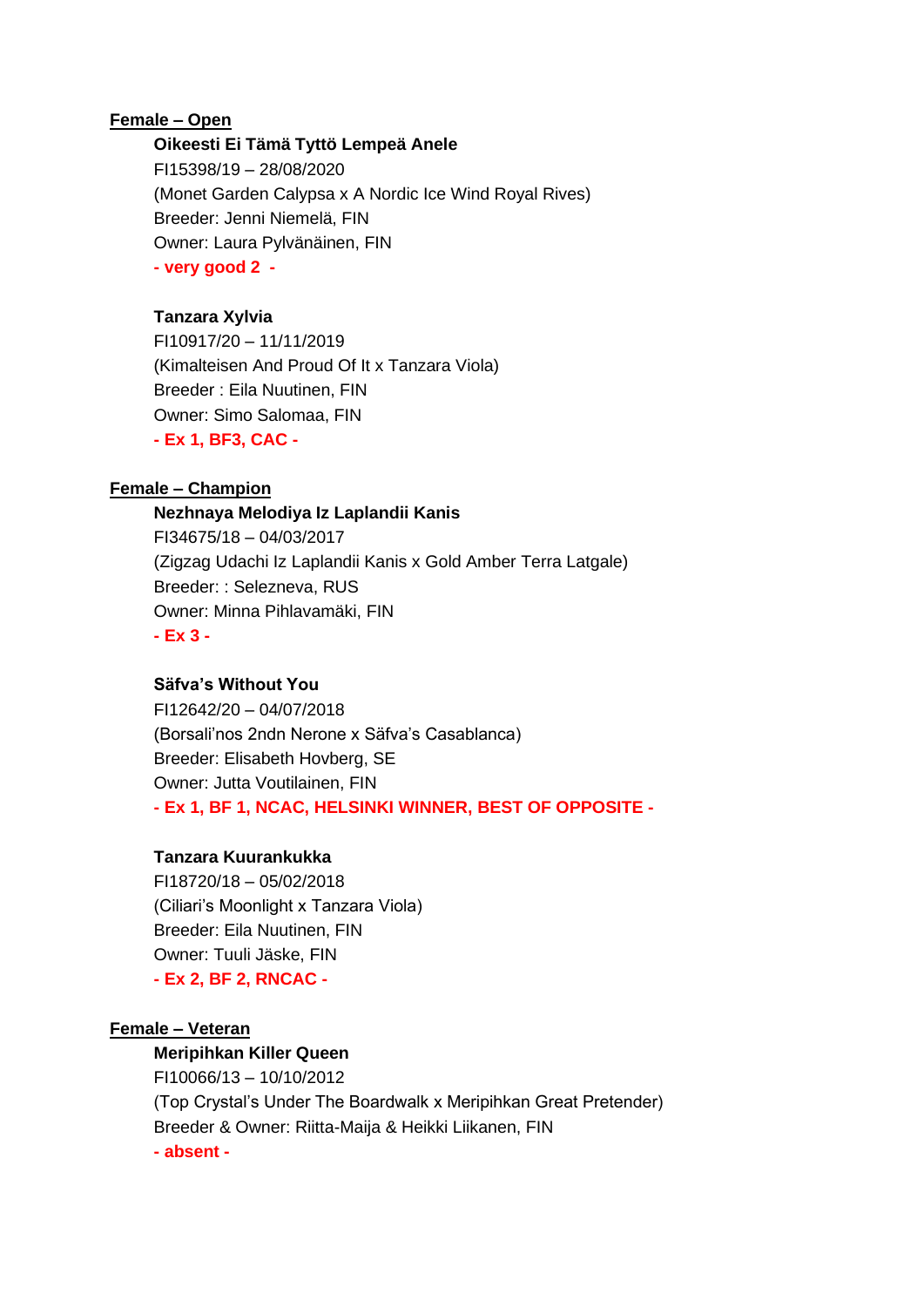**<u>Female – Open</u>**

**Oikeesti Ei Tämä Tyttö Lempeä Anele**
FI15398/19 – 28/08/2020
(Monet Garden Calypsa x A Nordic Ice Wind Royal Rives)
Breeder: Jenni Niemelä, FIN
Owner: Laura Pylvänäinen, FIN
**- very good 2 -**

**Tanzara Xylvia**
FI10917/20 – 11/11/2019
(Kimalteisen And Proud Of It x Tanzara Viola)
Breeder : Eila Nuutinen, FIN
Owner: Simo Salomaa, FIN
**- Ex 1, BF3, CAC -**

**<u>Female – Champion</u>**

**Nezhnaya Melodiya Iz Laplandii Kanis**
FI34675/18 – 04/03/2017
(Zigzag Udachi Iz Laplandii Kanis x Gold Amber Terra Latgale)
Breeder: : Selezneva, RUS
Owner: Minna Pihlavamäki, FIN
**- Ex 3 -**

**Säfva's Without You**
FI12642/20 – 04/07/2018
(Borsali'nos 2ndn Nerone x Säfva's Casablanca)
Breeder: Elisabeth Hovberg, SE
Owner: Jutta Voutilainen, FIN
**- Ex 1, BF 1, NCAC, HELSINKI WINNER, BEST OF OPPOSITE -**

**Tanzara Kuurankukka**
FI18720/18 – 05/02/2018
(Ciliari's Moonlight x Tanzara Viola)
Breeder: Eila Nuutinen, FIN
Owner: Tuuli Jäske, FIN
**- Ex 2, BF 2, RNCAC -**

**<u>Female – Veteran</u>**

**Meripihkan Killer Queen**
FI10066/13 – 10/10/2012
(Top Crystal's Under The Boardwalk x Meripihkan Great Pretender)
Breeder & Owner: Riitta-Maija & Heikki Liikanen, FIN
**- absent -**